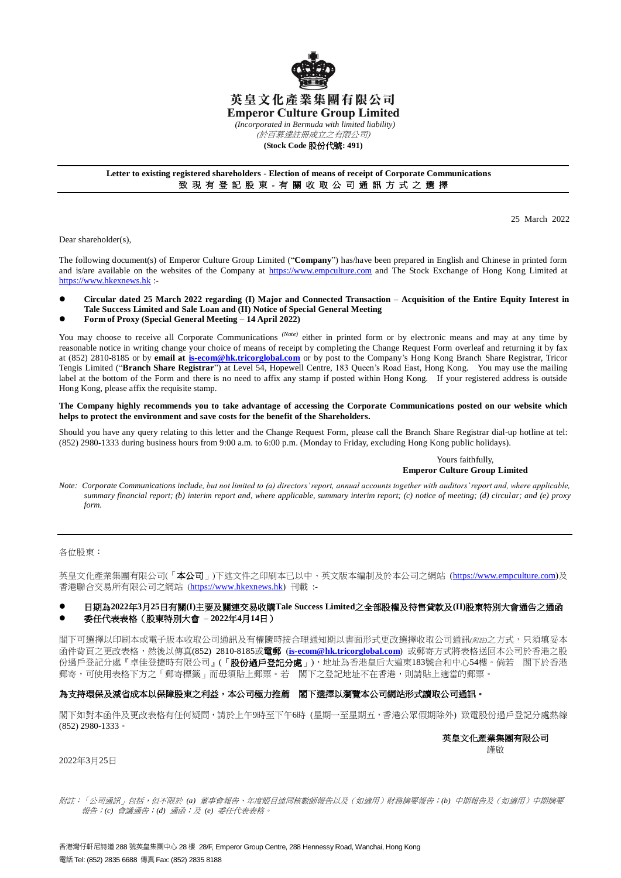# 英皇文化產業集團有限公司
# Emperor Culture Group Limited

*(Incorporated in Bermuda with limited liability)*
*(於百慕達註冊成立之有限公司)*
**(Stock Code 股份代號: 491)**

---

**Letter to existing registered shareholders - Election of means of receipt of Corporate Communications**
**致現有登記股東 - 有關收取公司通訊方式之選擇**

---

25 March 2022

Dear shareholder(s),

The following document(s) of Emperor Culture Group Limited ("**Company**") has/have been prepared in English and Chinese in printed form and is/are available on the websites of the Company at https://www.empculture.com and The Stock Exchange of Hong Kong Limited at https://www.hkexnews.hk :-

- **Circular dated 25 March 2022 regarding (I) Major and Connected Transaction – Acquisition of the Entire Equity Interest in Tale Success Limited and Sale Loan and (II) Notice of Special General Meeting**
- **Form of Proxy (Special General Meeting – 14 April 2022)**

You may choose to receive all Corporate Communications *(Note)* either in printed form or by electronic means and may at any time by reasonable notice in writing change your choice of means of receipt by completing the Change Request Form overleaf and returning it by fax at (852) 2810-8185 or by **email at is-ecom@hk.tricorglobal.com** or by post to the Company's Hong Kong Branch Share Registrar, Tricor Tengis Limited ("**Branch Share Registrar**") at Level 54, Hopewell Centre, 183 Queen's Road East, Hong Kong. You may use the mailing label at the bottom of the Form and there is no need to affix any stamp if posted within Hong Kong. If your registered address is outside Hong Kong, please affix the requisite stamp.

**The Company highly recommends you to take advantage of accessing the Corporate Communications posted on our website which helps to protect the environment and save costs for the benefit of the Shareholders.**

Should you have any query relating to this letter and the Change Request Form, please call the Branch Share Registrar dial-up hotline at tel: (852) 2980-1333 during business hours from 9:00 a.m. to 6:00 p.m. (Monday to Friday, excluding Hong Kong public holidays).

Yours faithfully,
**Emperor Culture Group Limited**

*Note: Corporate Communications include, but not limited to (a) directors' report, annual accounts together with auditors' report and, where applicable, summary financial report; (b) interim report and, where applicable, summary interim report; (c) notice of meeting; (d) circular; and (e) proxy form.*

---

各位股東：

英皇文化產業集團有限公司(「**本公司**」)下述文件之印刷本已以中、英文版本編制及於本公司之網站 (https://www.empculture.com)及香港聯合交易所有限公司之網站 (https://www.hkexnews.hk) 刊載 :-

- **日期為2022年3月25日有關(I)主要及關連交易收購Tale Success Limited之全部股權及待售貸款及(II)股東特別大會通告之通函**
- **委任代表表格（股東特別大會 – 2022年4月14日）**

閣下可選擇以印刷本或電子版本收取公司通訊及有權隨時按合理通知期以書面形式更改選擇收取公司通訊*(附註)*之方式，只須填妥本函件背頁之更改表格，然後以傳真(852) 2810-8185或**電郵** (**is-ecom@hk.tricorglobal.com**) 或郵寄方式將表格送回本公司於香港之股份過戶登記分處『卓佳登捷時有限公司』(「**股份過戶登記分處**」)，地址為香港皇后大道東183號合和中心54樓。倘若 閣下於香港郵寄，可使用表格下方之「郵寄標籤」而毋須貼上郵票。若 閣下之登記地址不在香港，則須貼上適當的郵票。

**為支持環保及減省成本以保障股東之利益，本公司極力推薦 閣下選擇以瀏覽本公司網站形式讀取公司通訊。**

閣下如對本函件及更改表格有任何疑問，請於上午9時至下午6時 (星期一至星期五，香港公眾假期除外) 致電股份過戶登記分處熱線(852) 2980-1333。

**英皇文化產業集團有限公司**
謹啟

2022年3月25日

*附註：「公司通訊」包括，但不限於 (a) 董事會報告、年度賬目連同核數師報告以及（如適用）財務摘要報告；(b) 中期報告及（如適用）中期摘要報告；(c) 會議通告；(d) 通函；及 (e) 委任代表表格。*

香港灣仔軒尼詩道 288 號英皇集團中心 28 樓 28/F, Emperor Group Centre, 288 Hennessy Road, Wanchai, Hong Kong
電話 Tel: (852) 2835 6688 傳真 Fax: (852) 2835 8188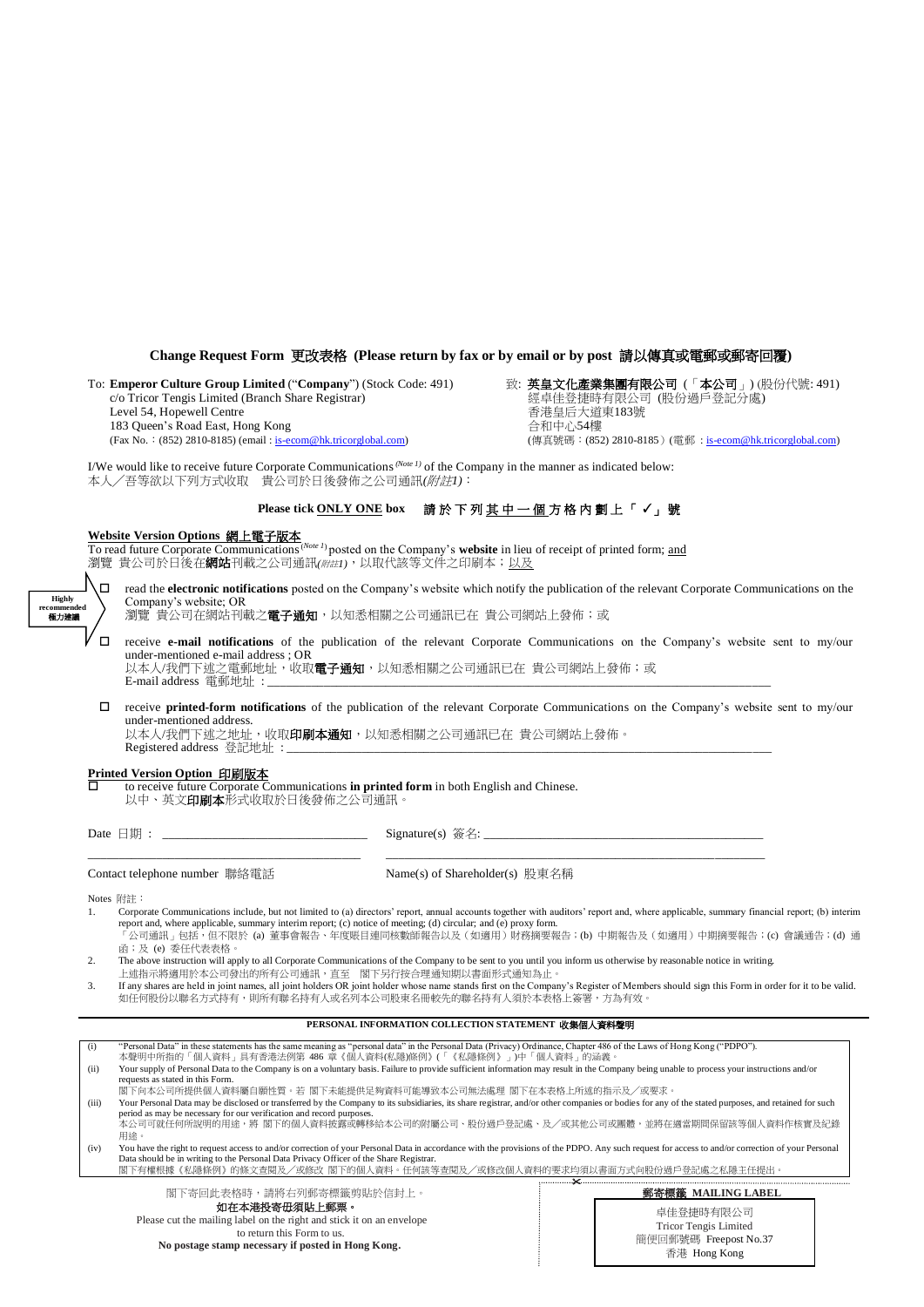## Change Request Form 更改表格 (Please return by fax or by email or by post 請以傳真或電郵或郵寄回覆)

To: **Emperor Culture Group Limited** ("**Company**") (Stock Code: 491)
c/o Tricor Tengis Limited (Branch Share Registrar)
Level 54, Hopewell Centre
183 Queen's Road East, Hong Kong
(Fax No.：(852) 2810-8185) (email : is-ecom@hk.tricorglobal.com)

致: **英皇文化產業集團有限公司**（「**本公司**」）(股份代號: 491)
經卓佳登捷時有限公司 (股份過戶登記分處)
香港皇后大道東183號
合和中心54樓
(傳真號碼：(852) 2810-8185）(電郵：is-ecom@hk.tricorglobal.com)

I/We would like to receive future Corporate Communications [(Note 1)] of the Company in the manner as indicated below:
本人／吾等欲以下列方式收取　貴公司於日後發佈之公司通訊(*附註1*)：

**Please tick ONLY ONE box　請於下列其中一個方格內劃上「✓」號**

**Website Version Options 網上電子版本**

To read future Corporate Communications [(Note 1)] posted on the Company's **website** in lieu of receipt of printed form; and
瀏覽　貴公司於日後在**網站**刊載之公司通訊(*附註1*)，以取代該等文件之印刷本；以及

**Highly recommended 極力建議**

☐ read the **electronic notifications** posted on the Company's website which notify the publication of the relevant Corporate Communications on the Company's website; OR
瀏覽　貴公司在網站刊載之**電子通知**，以知悉相關之公司通訊已在　貴公司網站上發佈；或

☐ receive **e-mail notifications** of the publication of the relevant Corporate Communications on the Company's website sent to my/our under-mentioned e-mail address ; OR
以本人/我們下述之電郵地址，收取**電子通知**，以知悉相關之公司通訊已在　貴公司網站上發佈；或
E-mail address 電郵地址 ：______________________________

☐ receive **printed-form notifications** of the publication of the relevant Corporate Communications on the Company's website sent to my/our under-mentioned address.
以本人/我們下述之地址，收取**印刷本通知**，以知悉相關之公司通訊已在　貴公司網站上發佈。
Registered address 登記地址 ：______________________________

**Printed Version Option 印刷版本**

☐ to receive future Corporate Communications **in printed form** in both English and Chinese.
以中、英文**印刷本**形式收取於日後發佈之公司通訊。

Date 日期：______________________　Signature(s) 簽名: ______________________

______________________　______________________

Contact telephone number 聯絡電話　Name(s) of Shareholder(s) 股東名稱

Notes 附註：

1. Corporate Communications include, but not limited to (a) directors' report, annual accounts together with auditors' report and, where applicable, summary financial report; (b) interim report and, where applicable, summary interim report; (c) notice of meeting; (d) circular; and (e) proxy form.
「公司通訊」包括，但不限於 (a) 董事會報告、年度賬目連同核數師報告以及（如適用）財務摘要報告；(b) 中期報告及（如適用）中期摘要報告；(c) 會議通告；(d) 通函；及 (e) 委任代表表格。
2. The above instruction will apply to all Corporate Communications of the Company to be sent to you until you inform us otherwise by reasonable notice in writing.
上述指示將適用於本公司發出的所有公司通訊，直至　閣下另行按合理通知期以書面形式通知為止。
3. If any shares are held in joint names, all joint holders OR joint holder whose name stands first on the Company's Register of Members should sign this Form in order for it to be valid.
如任何股份以聯名方式持有，則所有聯名持有人或名列本公司股東名冊較先的聯名持有人須於本表格上簽署，方為有效。

**PERSONAL INFORMATION COLLECTION STATEMENT 收集個人資料聲明**

(i) "Personal Data" in these statements has the same meaning as "personal data" in the Personal Data (Privacy) Ordinance, Chapter 486 of the Laws of Hong Kong ("PDPO").
本聲明中所指的「個人資料」具有香港法例第 486 章《個人資料(私隱)條例》(「《私隱條例》」)中「個人資料」的涵義。

(ii) Your supply of Personal Data to the Company is on a voluntary basis. Failure to provide sufficient information may result in the Company being unable to process your instructions and/or requests as stated in this Form.
閣下向本公司所提供個人資料屬自願性質。若　閣下未能提供足夠資料可能導致本公司無法處理　閣下在本表格上所述的指示及／或要求。

(iii) Your Personal Data may be disclosed or transferred by the Company to its subsidiaries, its share registrar, and/or other companies or bodies for any of the stated purposes, and retained for such period as may be necessary for our verification and record purposes.
本公司可就任何所說明的用途，將　閣下的個人資料披露或轉移給本公司的附屬公司、股份過戶登記處、及／或其他公司或團體，並將在適當期間保留該等個人資料作核實及紀錄用途。

(iv) You have the right to request access to and/or correction of your Personal Data in accordance with the provisions of the PDPO. Any such request for access to and/or correction of your Personal Data should be in writing to the Personal Data Privacy Officer of the Share Registrar.
閣下有權根據《私隱條例》的條文查閱及／或修改　閣下的個人資料。任何該等查閱及／或修改個人資料的要求均須以書面方式向股份過戶登記處之私隱主任提出。

閣下寄回此表格時，請將右列郵寄標籤剪貼於信封上。
**如在本港投寄毋須貼上郵票。**
Please cut the mailing label on the right and stick it on an envelope to return this Form to us.
**No postage stamp necessary if posted in Hong Kong.**

**郵寄標籤 MAILING LABEL**

卓佳登捷時有限公司
Tricor Tengis Limited
簡便回郵號碼 Freepost No.37
香港 Hong Kong